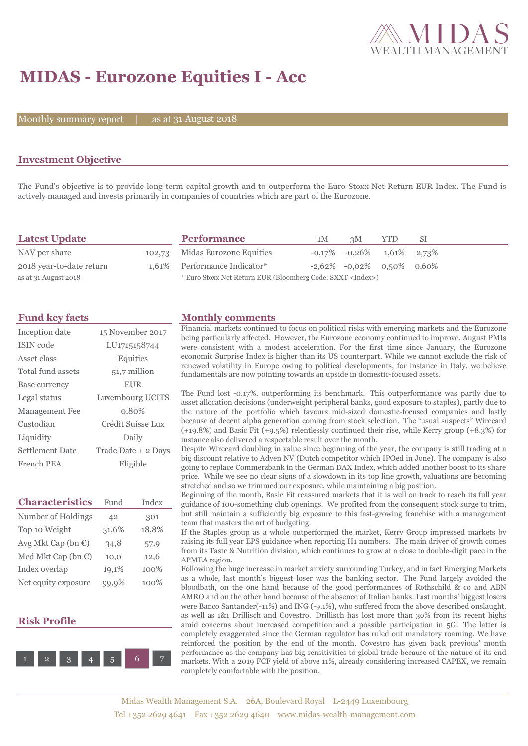# MIDAS - Eurozone Equities I - Acc

Monthly summary report | as at 31 August 2018

## Investment Objective

The Fund's objective is to provide long-term capital growth and to outperform the Euro Stoxx Net Return EUR Index. The Fund is actively managed and invests primarily in companies of countries which are part of the Eurozone.

## Latest Update

| | |
|---|---|
| NAV per share | 102,73 |
| 2018 year-to-date return | 1,61% |

as at 31 August 2018

## Performance

| | 1M | 3M | YTD | SI |
|---|---|---|---|---|
| Midas Eurozone Equities | -0,17% | -0,26% | 1,61% | 2,73% |
| Performance Indicator* | -2,62% | -0,02% | 0,50% | 0,60% |

* Euro Stoxx Net Return EUR (Bloomberg Code: SXXT <Index>)

## Fund key facts

| | |
|---|---|
| Inception date | 15 November 2017 |
| ISIN code | LU1715158744 |
| Asset class | Equities |
| Total fund assets | 51,7 million |
| Base currency | EUR |
| Legal status | Luxembourg UCITS |
| Management Fee | 0,80% |
| Custodian | Crédit Suisse Lux |
| Liquidity | Daily |
| Settlement Date | Trade Date + 2 Days |
| French PEA | Eligible |

## Characteristics

| | Fund | Index |
|---|---|---|
| Number of Holdings | 42 | 301 |
| Top 10 Weight | 31,6% | 18,8% |
| Avg Mkt Cap (bn €) | 34,8 | 57,9 |
| Med Mkt Cap (bn €) | 10,0 | 12,6 |
| Index overlap | 19,1% | 100% |
| Net equity exposure | 99,9% | 100% |

## Risk Profile

1 2 3 4 5 **6** 7

## Monthly comments

Financial markets continued to focus on political risks with emerging markets and the Eurozone being particularly affected. However, the Eurozone economy continued to improve. August PMIs were consistent with a modest acceleration. For the first time since January, the Eurozone economic Surprise Index is higher than its US counterpart. While we cannot exclude the risk of renewed volatility in Europe owing to political developments, for instance in Italy, we believe fundamentals are now pointing towards an upside in domestic-focused assets.

The Fund lost -0.17%, outperforming its benchmark. This outperformance was partly due to asset allocation decisions (underweight peripheral banks, good exposure to staples), partly due to the nature of the portfolio which favours mid-sized domestic-focused companies and lastly because of decent alpha generation coming from stock selection. The "usual suspects" Wirecard (+19.8%) and Basic Fit (+9.5%) relentlessly continued their rise, while Kerry group (+8.3%) for instance also delivered a respectable result over the month.

Despite Wirecard doubling in value since beginning of the year, the company is still trading at a big discount relative to Adyen NV (Dutch competitor which IPOed in June). The company is also going to replace Commerzbank in the German DAX Index, which added another boost to its share price. While we see no clear signs of a slowdown in its top line growth, valuations are becoming stretched and so we trimmed our exposure, while maintaining a big position.

Beginning of the month, Basic Fit reassured markets that it is well on track to reach its full year guidance of 100-something club openings. We profited from the consequent stock surge to trim, but still maintain a sufficiently big exposure to this fast-growing franchise with a management team that masters the art of budgeting.

If the Staples group as a whole outperformed the market, Kerry Group impressed markets by raising its full year EPS guidance when reporting H1 numbers. The main driver of growth comes from its Taste & Nutrition division, which continues to grow at a close to double-digit pace in the APMEA region.

Following the huge increase in market anxiety surrounding Turkey, and in fact Emerging Markets as a whole, last month's biggest loser was the banking sector. The Fund largely avoided the bloodbath, on the one hand because of the good performances of Rothschild & co and ABN AMRO and on the other hand because of the absence of Italian banks. Last months' biggest losers were Banco Santander(-11%) and ING (-9.1%), who suffered from the above described onslaught, as well as 1&1 Drillisch and Covestro. Drillisch has lost more than 30% from its recent highs amid concerns about increased competition and a possible participation in 5G. The latter is completely exaggerated since the German regulator has ruled out mandatory roaming. We have reinforced the position by the end of the month. Covestro has given back previous' month performance as the company has big sensitivities to global trade because of the nature of its end markets. With a 2019 FCF yield of above 11%, already considering increased CAPEX, we remain completely comfortable with the position.

Midas Wealth Management S.A. 26A, Boulevard Royal L-2449 Luxembourg
Tel +352 2629 4641 Fax +352 2629 4640 www.midas-wealth-management.com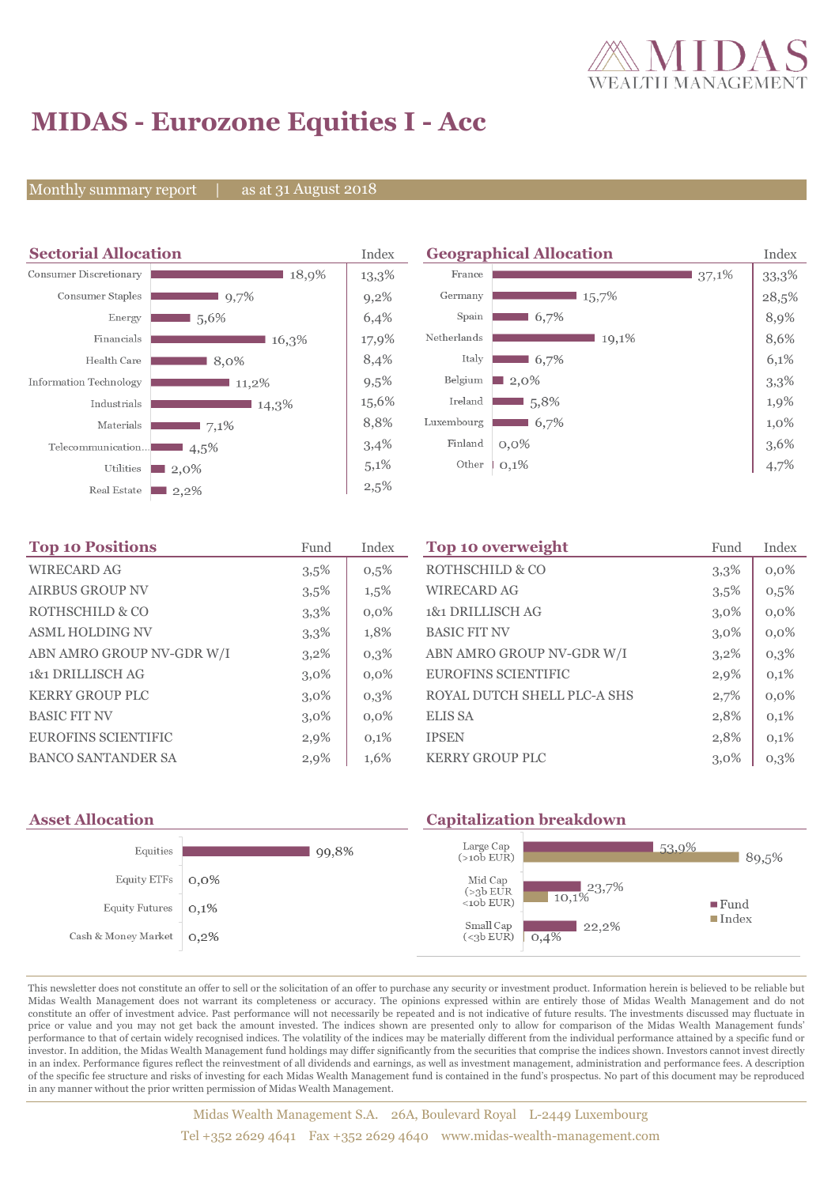# MIDAS - Eurozone Equities I - Acc

Monthly summary report | as at 31 August 2018

## Sectorial Allocation

Index

Consumer Discretionary 18,9% 13,3%
Consumer Staples 9,7% 9,2%
Energy 5,6% 6,4%
Financials 16,3% 17,9%
Health Care 8,0% 8,4%
Information Technology 11,2% 9,5%
Industrials 14,3% 15,6%
Materials 7,1% 8,8%
Telecommunication... 4,5% 3,4%
Utilities 2,0% 5,1%
Real Estate 2,2% 2,5%

## Geographical Allocation

Index

France 37,1% 33,3%
Germany 15,7% 28,5%
Spain 6,7% 8,9%
Netherlands 19,1% 8,6%
Italy 6,7% 6,1%
Belgium 2,0% 3,3%
Ireland 5,8% 1,9%
Luxembourg 6,7% 1,0%
Finland 0,0% 3,6%
Other 0,1% 4,7%

## Top 10 Positions

| Top 10 Positions | Fund | Index |
|---|---|---|
| WIRECARD AG | 3,5% | 0,5% |
| AIRBUS GROUP NV | 3,5% | 1,5% |
| ROTHSCHILD & CO | 3,3% | 0,0% |
| ASML HOLDING NV | 3,3% | 1,8% |
| ABN AMRO GROUP NV-GDR W/I | 3,2% | 0,3% |
| 1&1 DRILLISCH AG | 3,0% | 0,0% |
| KERRY GROUP PLC | 3,0% | 0,3% |
| BASIC FIT NV | 3,0% | 0,0% |
| EUROFINS SCIENTIFIC | 2,9% | 0,1% |
| BANCO SANTANDER SA | 2,9% | 1,6% |

## Top 10 overweight

| Top 10 overweight | Fund | Index |
|---|---|---|
| ROTHSCHILD & CO | 3,3% | 0,0% |
| WIRECARD AG | 3,5% | 0,5% |
| 1&1 DRILLISCH AG | 3,0% | 0,0% |
| BASIC FIT NV | 3,0% | 0,0% |
| ABN AMRO GROUP NV-GDR W/I | 3,2% | 0,3% |
| EUROFINS SCIENTIFIC | 2,9% | 0,1% |
| ROYAL DUTCH SHELL PLC-A SHS | 2,7% | 0,0% |
| ELIS SA | 2,8% | 0,1% |
| IPSEN | 2,8% | 0,1% |
| KERRY GROUP PLC | 3,0% | 0,3% |

## Asset Allocation

Equities 99,8%
Equity ETFs 0,0%
Equity Futures 0,1%
Cash & Money Market 0,2%

## Capitalization breakdown

Large Cap (>10b EUR) 53,9% 89,5%
Mid Cap (>3b EUR <10b EUR) 23,7% 10,1%
Small Cap (<3b EUR) 22,2% 0,4%

Fund
Index

This newsletter does not constitute an offer to sell or the solicitation of an offer to purchase any security or investment product. Information herein is believed to be reliable but Midas Wealth Management does not warrant its completeness or accuracy. The opinions expressed within are entirely those of Midas Wealth Management and do not constitute an offer of investment advice. Past performance will not necessarily be repeated and is not indicative of future results. The investments discussed may fluctuate in price or value and you may not get back the amount invested. The indices shown are presented only to allow for comparison of the Midas Wealth Management funds' performance to that of certain widely recognised indices. The volatility of the indices may be materially different from the individual performance attained by a specific fund or investor. In addition, the Midas Wealth Management fund holdings may differ significantly from the securities that comprise the indices shown. Investors cannot invest directly in an index. Performance figures reflect the reinvestment of all dividends and earnings, as well as investment management, administration and performance fees. A description of the specific fee structure and risks of investing for each Midas Wealth Management fund is contained in the fund's prospectus. No part of this document may be reproduced in any manner without the prior written permission of Midas Wealth Management.

Midas Wealth Management S.A. 26A, Boulevard Royal L-2449 Luxembourg
Tel +352 2629 4641 Fax +352 2629 4640 www.midas-wealth-management.com